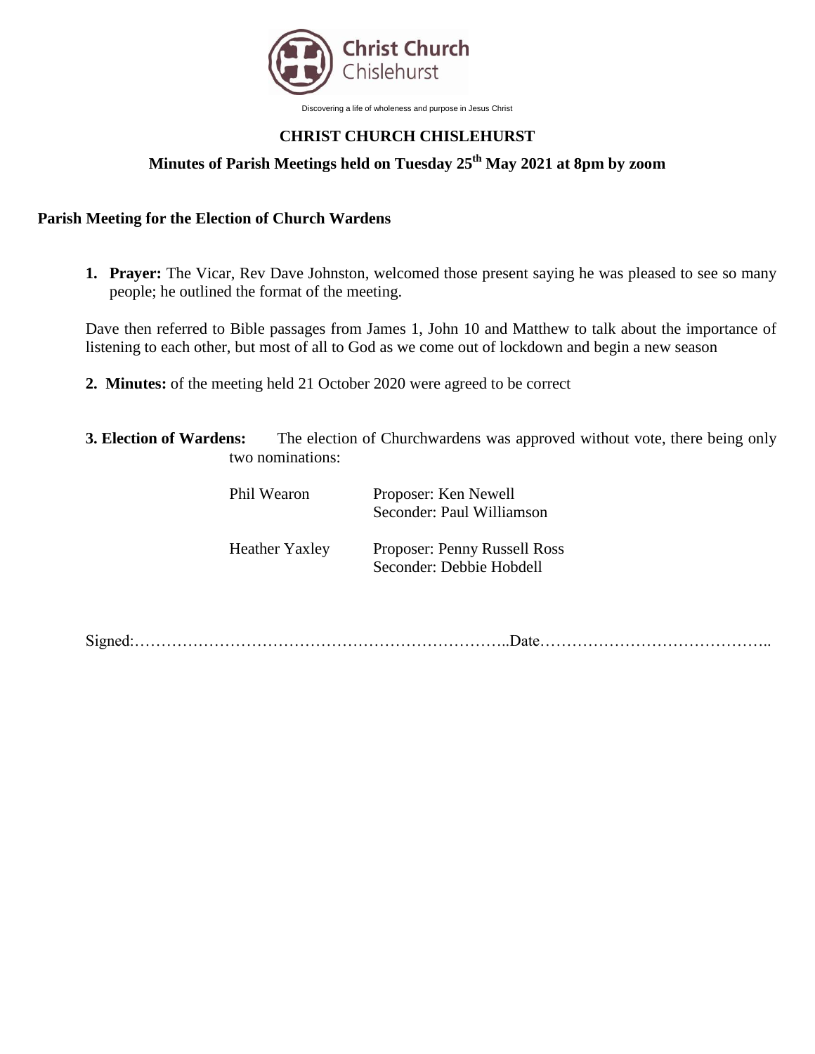Christ Church Chislehurst

Discovering a life of wholeness and purpose in Jesus Christ

# CHRIST CHURCH CHISLEHURST

## Minutes of Parish Meetings held on Tuesday 25th May 2021 at 8pm by zoom

### Parish Meeting for the Election of Church Wardens

1. **Prayer:** The Vicar, Rev Dave Johnston, welcomed those present saying he was pleased to see so many people; he outlined the format of the meeting.

Dave then referred to Bible passages from James 1, John 10 and Matthew to talk about the importance of listening to each other, but most of all to God as we come out of lockdown and begin a new season

2. **Minutes:** of the meeting held 21 October 2020 were agreed to be correct

3. **Election of Wardens:** The election of Churchwardens was approved without vote, there being only two nominations:

| | |
|---|---|
| Phil Wearon | Proposer: Ken Newell<br>Seconder: Paul Williamson |
| Heather Yaxley | Proposer: Penny Russell Ross<br>Seconder: Debbie Hobdell |

Signed:………………………………………………………………..Date……………………………………..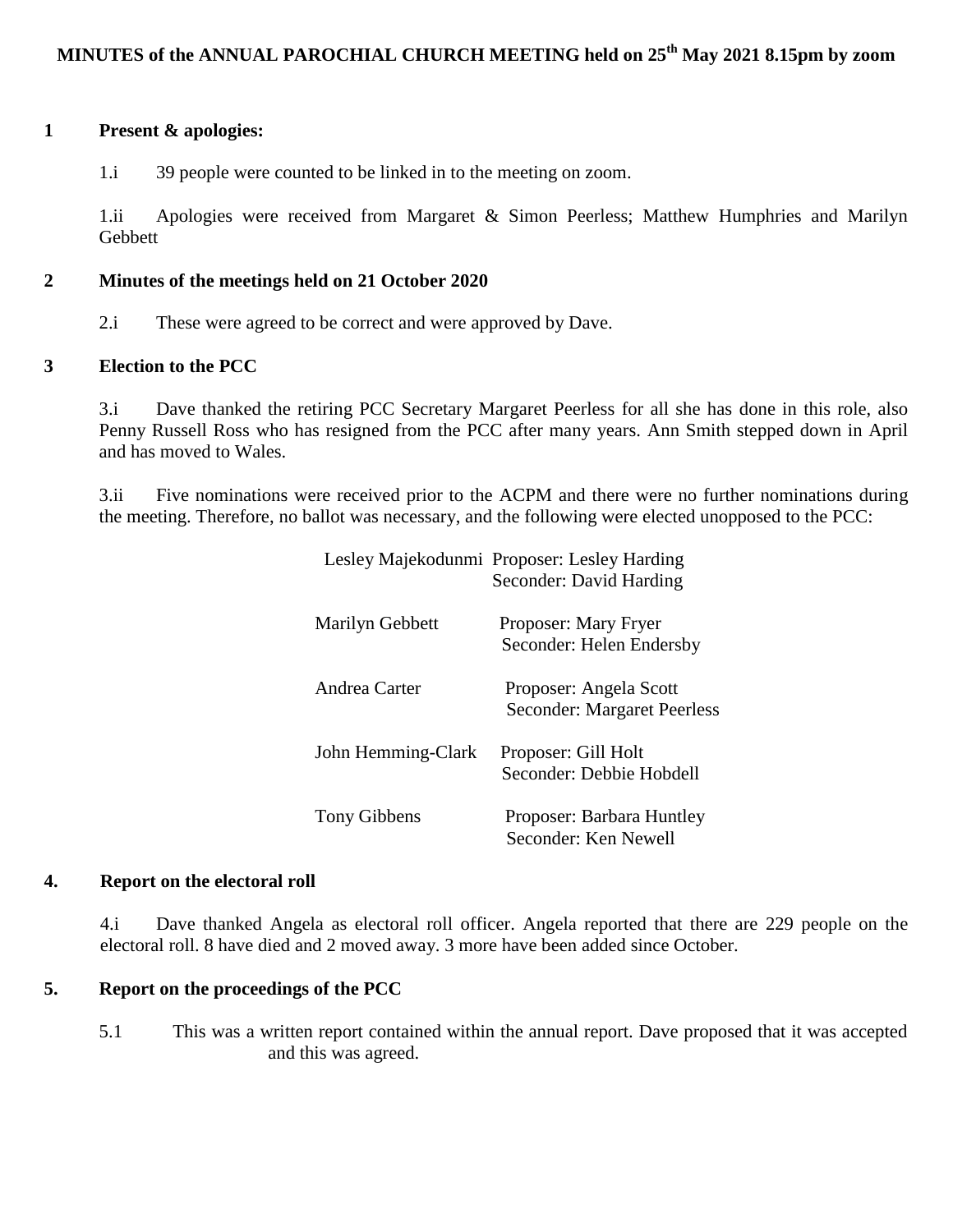# MINUTES of the ANNUAL PAROCHIAL CHURCH MEETING held on 25th May 2021 8.15pm by zoom

**1 Present & apologies:**

1.i 39 people were counted to be linked in to the meeting on zoom.

1.ii Apologies were received from Margaret & Simon Peerless; Matthew Humphries and Marilyn Gebbett

**2 Minutes of the meetings held on 21 October 2020**

2.i These were agreed to be correct and were approved by Dave.

**3 Election to the PCC**

3.i Dave thanked the retiring PCC Secretary Margaret Peerless for all she has done in this role, also Penny Russell Ross who has resigned from the PCC after many years. Ann Smith stepped down in April and has moved to Wales.

3.ii Five nominations were received prior to the ACPM and there were no further nominations during the meeting. Therefore, no ballot was necessary, and the following were elected unopposed to the PCC:

| Nominee | Proposer / Seconder |
|---|---|
| Lesley Majekodunmi | Proposer: Lesley Harding<br>Seconder: David Harding |
| Marilyn Gebbett | Proposer: Mary Fryer<br>Seconder: Helen Endersby |
| Andrea Carter | Proposer: Angela Scott<br>Seconder: Margaret Peerless |
| John Hemming-Clark | Proposer: Gill Holt<br>Seconder: Debbie Hobdell |
| Tony Gibbens | Proposer: Barbara Huntley<br>Seconder: Ken Newell |

**4. Report on the electoral roll**

4.i Dave thanked Angela as electoral roll officer. Angela reported that there are 229 people on the electoral roll. 8 have died and 2 moved away. 3 more have been added since October.

**5. Report on the proceedings of the PCC**

5.1 This was a written report contained within the annual report. Dave proposed that it was accepted and this was agreed.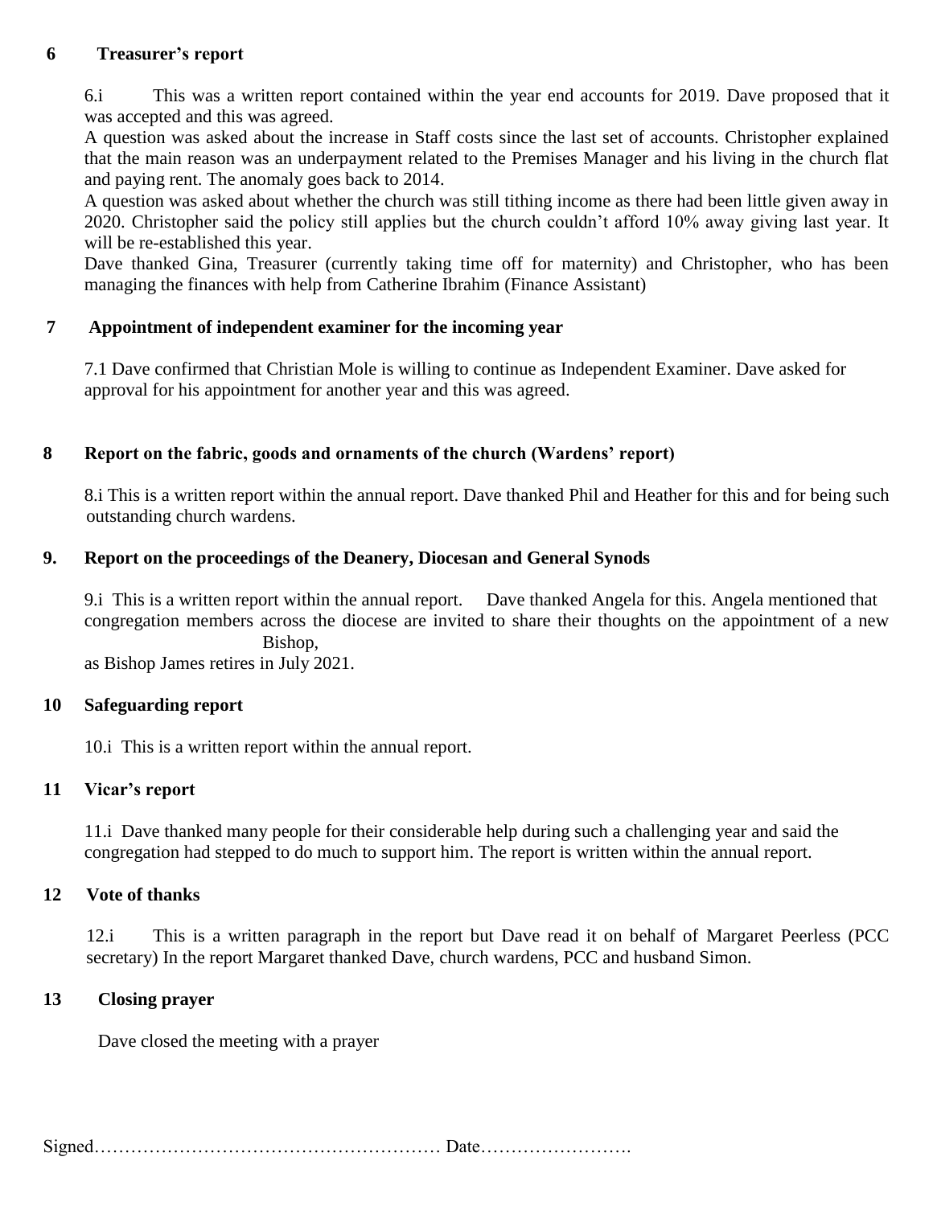## 6 Treasurer's report

6.i This was a written report contained within the year end accounts for 2019. Dave proposed that it was accepted and this was agreed.
A question was asked about the increase in Staff costs since the last set of accounts. Christopher explained that the main reason was an underpayment related to the Premises Manager and his living in the church flat and paying rent. The anomaly goes back to 2014.
A question was asked about whether the church was still tithing income as there had been little given away in 2020. Christopher said the policy still applies but the church couldn't afford 10% away giving last year. It will be re-established this year.
Dave thanked Gina, Treasurer (currently taking time off for maternity) and Christopher, who has been managing the finances with help from Catherine Ibrahim (Finance Assistant)

## 7 Appointment of independent examiner for the incoming year

7.1 Dave confirmed that Christian Mole is willing to continue as Independent Examiner. Dave asked for approval for his appointment for another year and this was agreed.

## 8 Report on the fabric, goods and ornaments of the church (Wardens' report)

8.i This is a written report within the annual report. Dave thanked Phil and Heather for this and for being such outstanding church wardens.

## 9. Report on the proceedings of the Deanery, Diocesan and General Synods

9.i This is a written report within the annual report. Dave thanked Angela for this. Angela mentioned that congregation members across the diocese are invited to share their thoughts on the appointment of a new Bishop,
as Bishop James retires in July 2021.

## 10 Safeguarding report

10.i This is a written report within the annual report.

## 11 Vicar's report

11.i Dave thanked many people for their considerable help during such a challenging year and said the congregation had stepped to do much to support him. The report is written within the annual report.

## 12 Vote of thanks

12.i This is a written paragraph in the report but Dave read it on behalf of Margaret Peerless (PCC secretary) In the report Margaret thanked Dave, church wardens, PCC and husband Simon.

## 13 Closing prayer

Dave closed the meeting with a prayer

Signed………………………………………………… Date…………………….